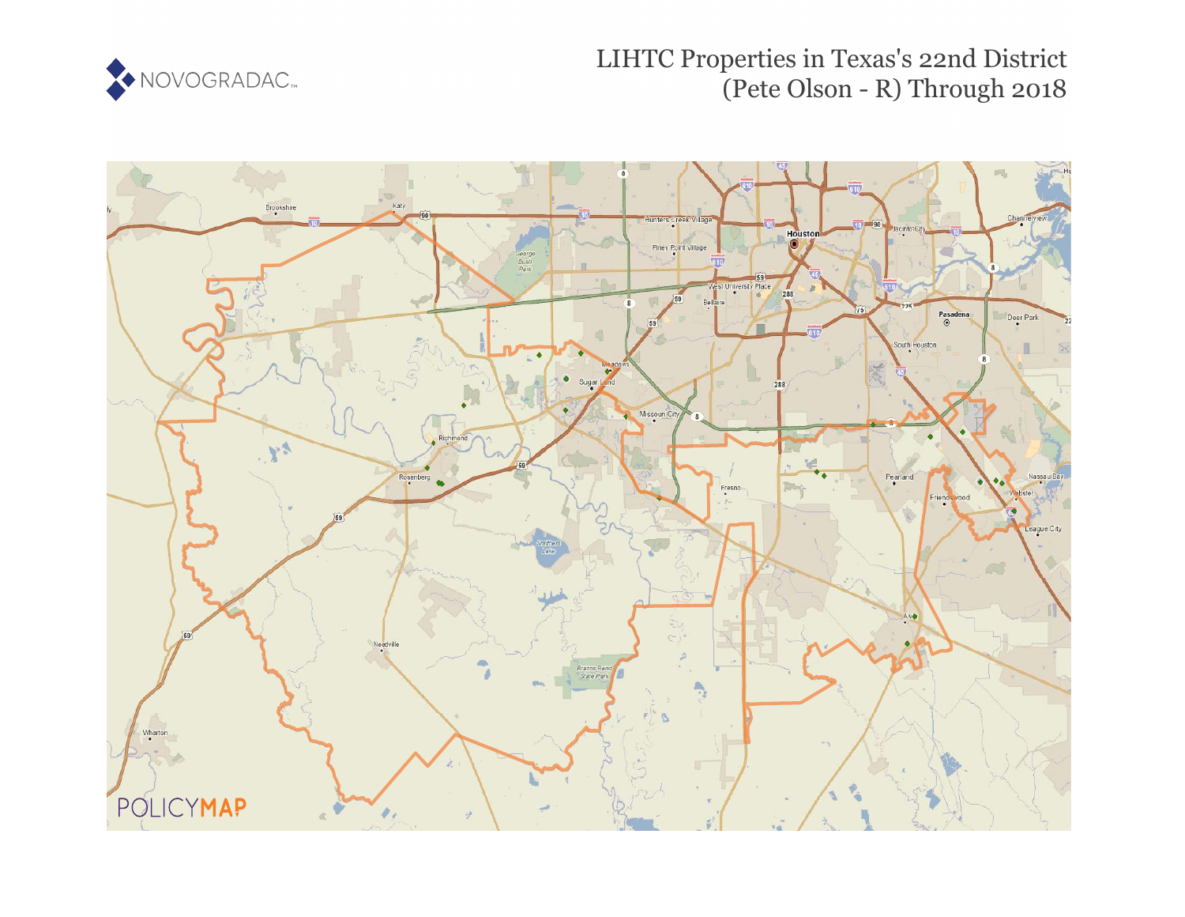# LIHTC Properties in Texas's 22nd District (Pete Olson - R) Through 2018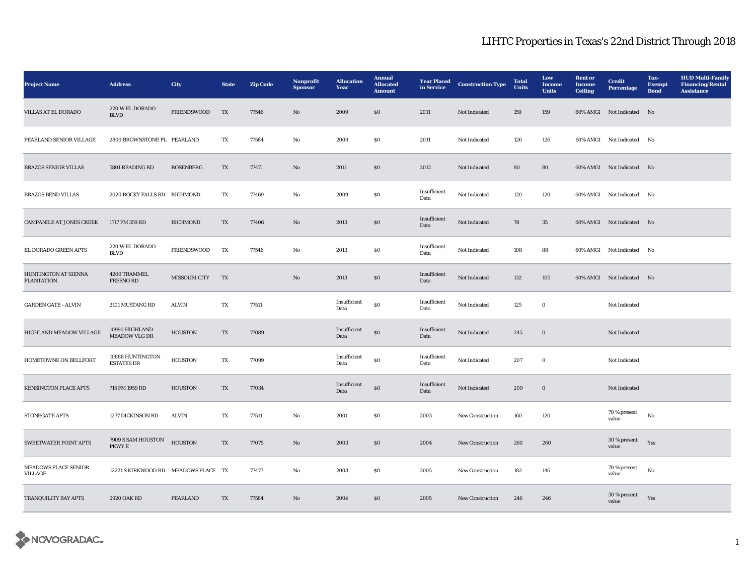# LIHTC Properties in Texas's 22nd District Through 2018

| Project Name | Address | City | State | Zip Code | Nonprofit Sponsor | Allocation Year | Annual Allocated Amount | Year Placed in Service | Construction Type | Total Units | Low Income Units | Rent or Income Ceiling | Credit Percentage | Tax-Exempt Bond | HUD Multi-Family Financing/Rental Assistance |
|---|---|---|---|---|---|---|---|---|---|---|---|---|---|---|---|
| VILLAS AT EL DORADO | 220 W EL DORADO BLVD | FRIENDSWOOD | TX | 77546 | No | 2009 | $0 | 2011 | Not Indicated | 159 | 159 | 60% AMGI | Not Indicated | No | |
| PEARLAND SENIOR VILLAGE | 2800 BROWNSTONE PL | PEARLAND | TX | 77584 | No | 2009 | $0 | 2011 | Not Indicated | 126 | 126 | 60% AMGI | Not Indicated | No | |
| BRAZOS SENIOR VILLAS | 5801 READING RD | ROSENBERG | TX | 77471 | No | 2011 | $0 | 2012 | Not Indicated | 80 | 80 | 60% AMGI | Not Indicated | No | |
| BRAZOS BEND VILLAS | 2020 ROCKY FALLS RD | RICHMOND | TX | 77469 | No | 2009 | $0 | Insufficient Data | Not Indicated | 120 | 120 | 60% AMGI | Not Indicated | No | |
| CAMPANILE AT JONES CREEK | 1717 FM 359 RD | RICHMOND | TX | 77406 | No | 2013 | $0 | Insufficient Data | Not Indicated | 78 | 35 | 60% AMGI | Not Indicated | No | |
| EL DORADO GREEN APTS | 220 W EL DORADO BLVD | FRIENDSWOOD | TX | 77546 | No | 2013 | $0 | Insufficient Data | Not Indicated | 108 | 88 | 60% AMGI | Not Indicated | No | |
| HUNTINGTON AT SIENNA PLANTATION | 4200 TRAMMEL FRESNO RD | MISSOURI CITY | TX | | No | 2013 | $0 | Insufficient Data | Not Indicated | 132 | 105 | 60% AMGI | Not Indicated | No | |
| GARDEN GATE - ALVIN | 2101 MUSTANG RD | ALVIN | TX | 77511 | | Insufficient Data | $0 | Insufficient Data | Not Indicated | 125 | 0 | | Not Indicated | | |
| HIGHLAND MEADOW VILLAGE | 10990 HIGHLAND MEADOW VLG DR | HOUSTON | TX | 77089 | | Insufficient Data | $0 | Insufficient Data | Not Indicated | 245 | 0 | | Not Indicated | | |
| HOMETOWNE ON BELLFORT | 10888 HUNTINGTON ESTATES DR | HOUSTON | TX | 77099 | | Insufficient Data | $0 | Insufficient Data | Not Indicated | 207 | 0 | | Not Indicated | | |
| KENSINGTON PLACE APTS | 715 FM 1959 RD | HOUSTON | TX | 77034 | | Insufficient Data | $0 | Insufficient Data | Not Indicated | 209 | 0 | | Not Indicated | | |
| STONEGATE APTS | 1277 DICKINSON RD | ALVIN | TX | 77511 | No | 2001 | $0 | 2003 | New Construction | 160 | 120 | | 70 % present value | No | |
| SWEETWATER POINT APTS | 7909 S SAM HOUSTON PKWY E | HOUSTON | TX | 77075 | No | 2003 | $0 | 2004 | New Construction | 260 | 260 | | 30 % present value | Yes | |
| MEADOWS PLACE SENIOR VILLAGE | 12221 S KIRKWOOD RD | MEADOWS PLACE | TX | 77477 | No | 2003 | $0 | 2005 | New Construction | 182 | 146 | | 70 % present value | No | |
| TRANQUILITY BAY APTS | 2920 OAK RD | PEARLAND | TX | 77584 | No | 2004 | $0 | 2005 | New Construction | 246 | 246 | | 30 % present value | Yes | |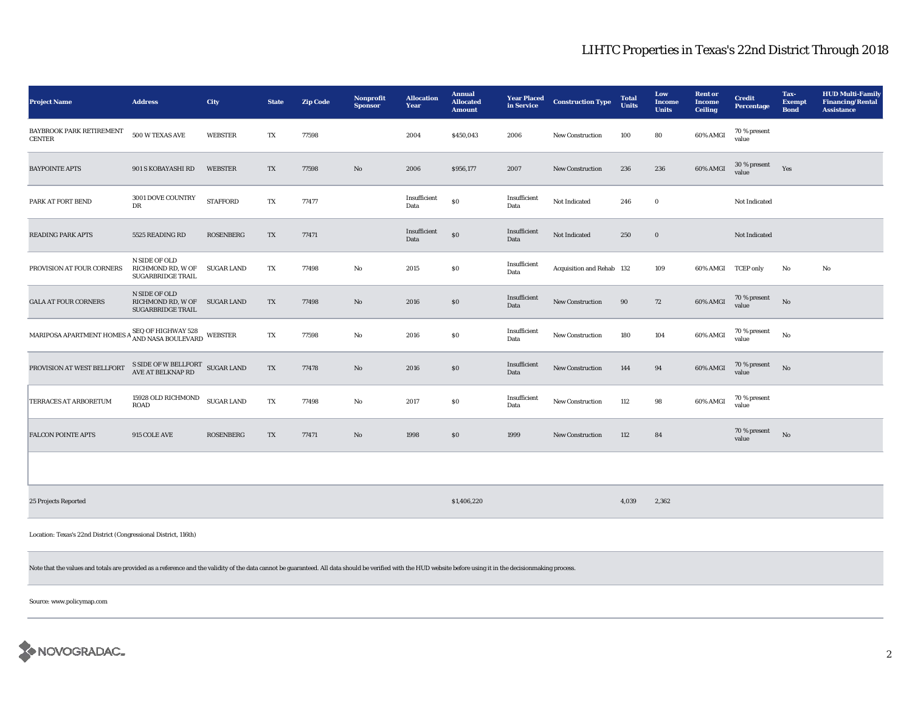# LIHTC Properties in Texas's 22nd District Through 2018

| Project Name | Address | City | State | Zip Code | Nonprofit Sponsor | Allocation Year | Annual Allocated Amount | Year Placed in Service | Construction Type | Total Units | Low Income Units | Rent or Income Ceiling | Credit Percentage | Tax-Exempt Bond | HUD Multi-Family Financing/Rental Assistance |
|---|---|---|---|---|---|---|---|---|---|---|---|---|---|---|---|
| BAYBROOK PARK RETIREMENT CENTER | 500 W TEXAS AVE | WEBSTER | TX | 77598 | | 2004 | $450,043 | 2006 | New Construction | 100 | 80 | 60% AMGI | 70 % present value | | |
| BAYPOINTE APTS | 901 S KOBAYASHI RD | WEBSTER | TX | 77598 | No | 2006 | $956,177 | 2007 | New Construction | 236 | 236 | 60% AMGI | 30 % present value | Yes | |
| PARK AT FORT BEND | 3001 DOVE COUNTRY DR | STAFFORD | TX | 77477 | | Insufficient Data | $0 | Insufficient Data | Not Indicated | 246 | 0 | | Not Indicated | | |
| READING PARK APTS | 5525 READING RD | ROSENBERG | TX | 77471 | | Insufficient Data | $0 | Insufficient Data | Not Indicated | 250 | 0 | | Not Indicated | | |
| PROVISION AT FOUR CORNERS | N SIDE OF OLD RICHMOND RD, W OF SUGARBRIDGE TRAIL | SUGAR LAND | TX | 77498 | No | 2015 | $0 | Insufficient Data | Acquisition and Rehab | 132 | 109 | 60% AMGI | TCEP only | No | No |
| GALA AT FOUR CORNERS | N SIDE OF OLD RICHMOND RD, W OF SUGARBRIDGE TRAIL | SUGAR LAND | TX | 77498 | No | 2016 | $0 | Insufficient Data | New Construction | 90 | 72 | 60% AMGI | 70 % present value | No | |
| MARIPOSA APARTMENT HOMES A | SEQ OF HIGHWAY 528 AND NASA BOULEVARD | WEBSTER | TX | 77598 | No | 2016 | $0 | Insufficient Data | New Construction | 180 | 104 | 60% AMGI | 70 % present value | No | |
| PROVISION AT WEST BELLFORT | S SIDE OF W BELLFORT AVE AT BELKNAP RD | SUGAR LAND | TX | 77478 | No | 2016 | $0 | Insufficient Data | New Construction | 144 | 94 | 60% AMGI | 70 % present value | No | |
| TERRACES AT ARBORETUM | 15928 OLD RICHMOND ROAD | SUGAR LAND | TX | 77498 | No | 2017 | $0 | Insufficient Data | New Construction | 112 | 98 | 60% AMGI | 70 % present value | | |
| FALCON POINTE APTS | 915 COLE AVE | ROSENBERG | TX | 77471 | No | 1998 | $0 | 1999 | New Construction | 112 | 84 | | 70 % present value | No | |
| | | | | | | | | | | | | | | | |
| 25 Projects Reported | | | | | | | $1,406,220 | | | 4,039 | 2,362 | | | | |

Location: Texas's 22nd District (Congressional District, 116th)

Note that the values and totals are provided as a reference and the validity of the data cannot be guaranteed. All data should be verified with the HUD website before using it in the decisionmaking process.

Source: www.policymap.com

NOVOGRADAC